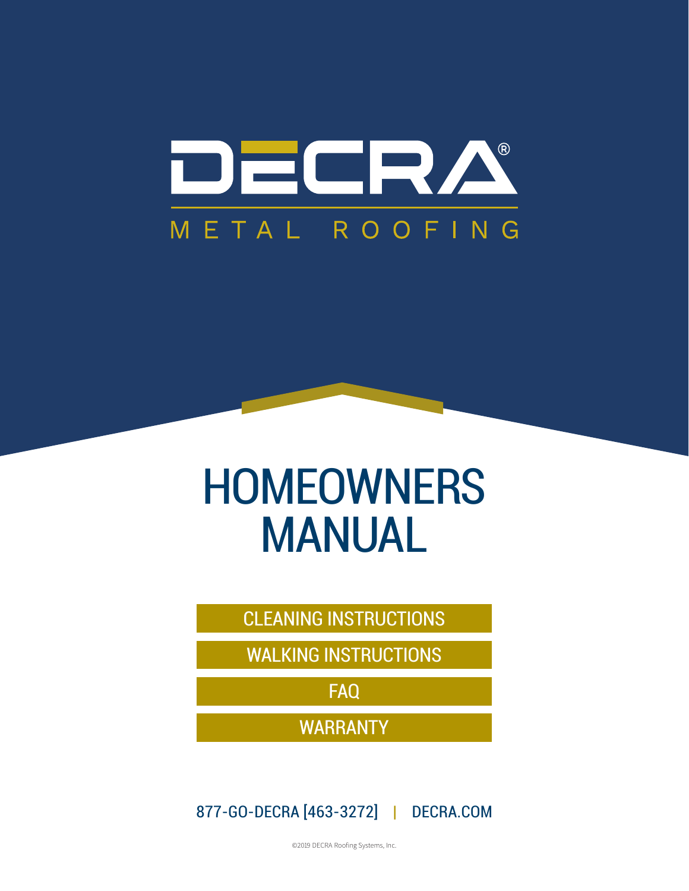# DECRA®

METAL ROOFING

# HOMEOWNERS MANUAL

- CLEANING INSTRUCTIONS
- WALKING INSTRUCTIONS
- FAQ
- WARRANTY

877-GO-DECRA [463-3272] | DECRA.COM

©2019 DECRA Roofing Systems, Inc.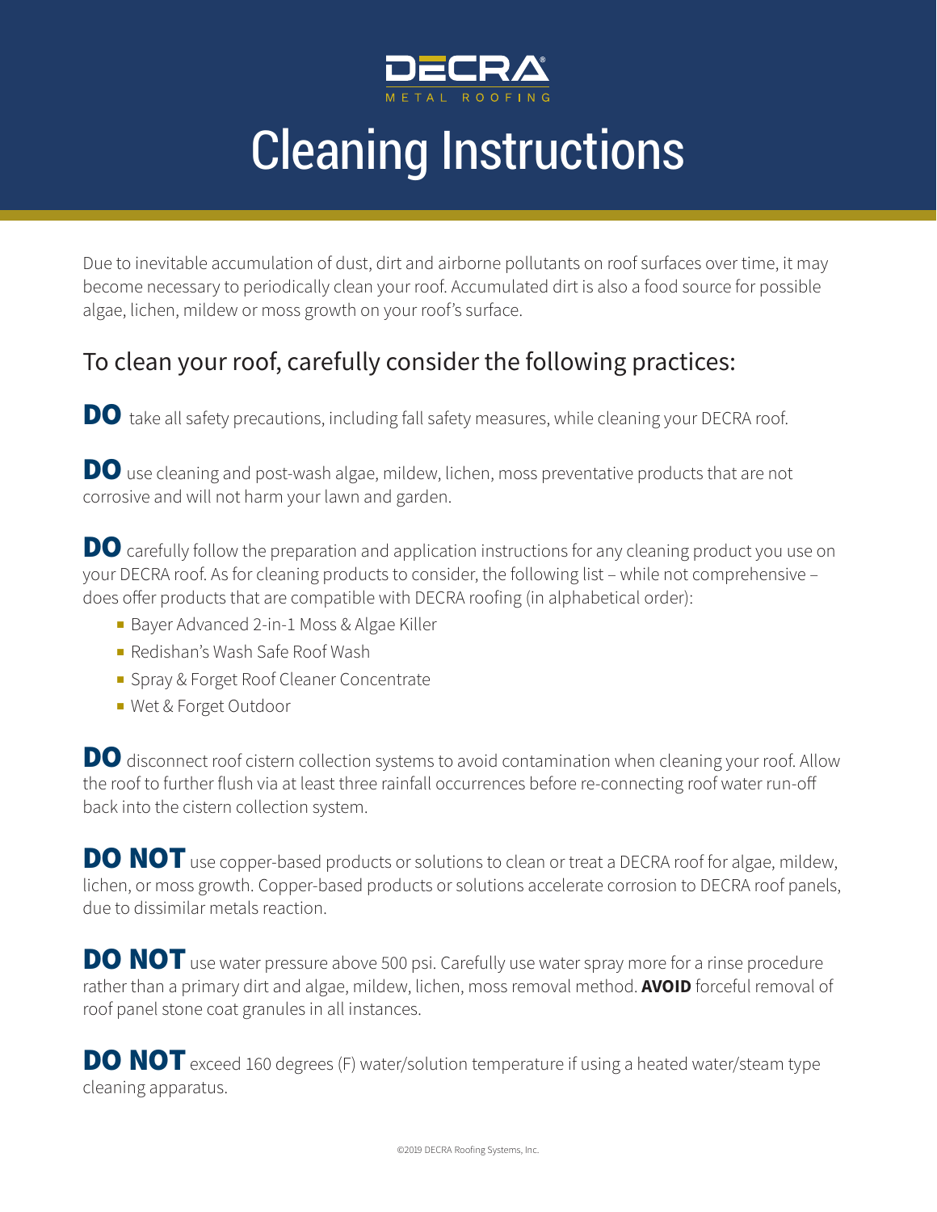DECRA

METAL ROOFING

# Cleaning Instructions

Due to inevitable accumulation of dust, dirt and airborne pollutants on roof surfaces over time, it may become necessary to periodically clean your roof. Accumulated dirt is also a food source for possible algae, lichen, mildew or moss growth on your roof's surface.

## To clean your roof, carefully consider the following practices:

**DO** take all safety precautions, including fall safety measures, while cleaning your DECRA roof.

**DO** use cleaning and post-wash algae, mildew, lichen, moss preventative products that are not corrosive and will not harm your lawn and garden.

**DO** carefully follow the preparation and application instructions for any cleaning product you use on your DECRA roof. As for cleaning products to consider, the following list – while not comprehensive – does offer products that are compatible with DECRA roofing (in alphabetical order):

- Bayer Advanced 2-in-1 Moss & Algae Killer
- Redishan's Wash Safe Roof Wash
- Spray & Forget Roof Cleaner Concentrate
- Wet & Forget Outdoor

**DO** disconnect roof cistern collection systems to avoid contamination when cleaning your roof. Allow the roof to further flush via at least three rainfall occurrences before re-connecting roof water run-off back into the cistern collection system.

**DO NOT** use copper-based products or solutions to clean or treat a DECRA roof for algae, mildew, lichen, or moss growth. Copper-based products or solutions accelerate corrosion to DECRA roof panels, due to dissimilar metals reaction.

**DO NOT** use water pressure above 500 psi. Carefully use water spray more for a rinse procedure rather than a primary dirt and algae, mildew, lichen, moss removal method. **AVOID** forceful removal of roof panel stone coat granules in all instances.

**DO NOT** exceed 160 degrees (F) water/solution temperature if using a heated water/steam type cleaning apparatus.

©2019 DECRA Roofing Systems, Inc.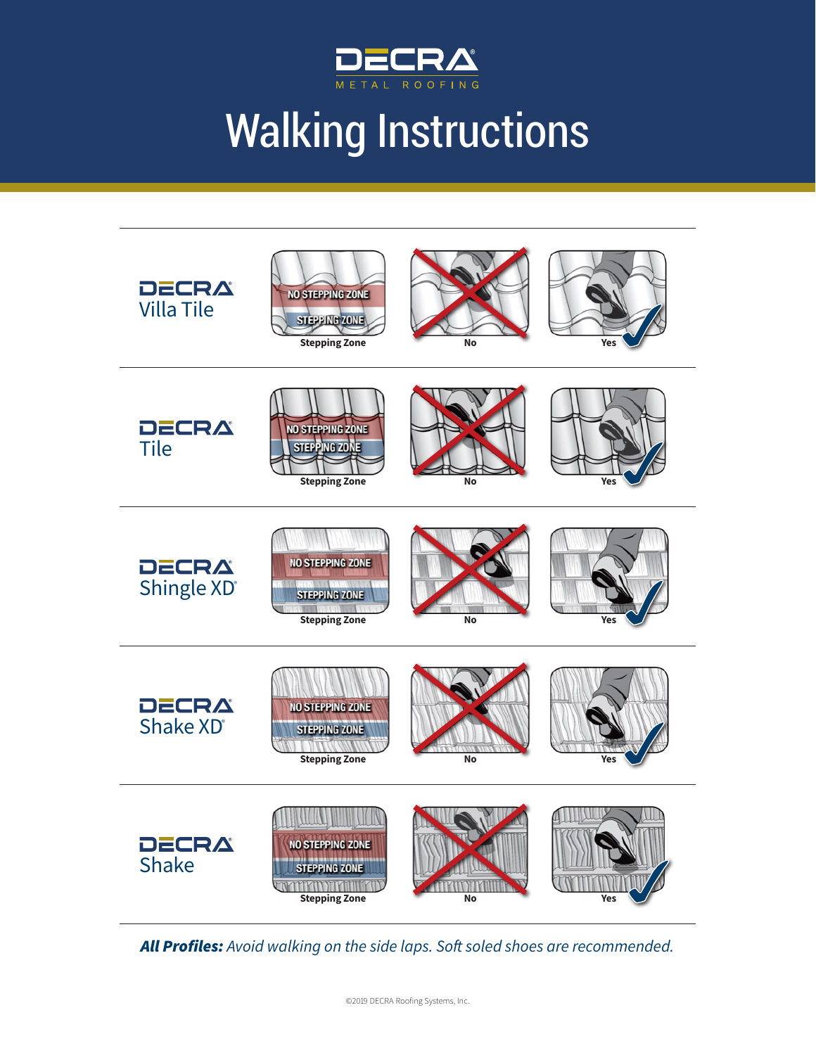# DECRA METAL ROOFING

# Walking Instructions

| Profile | Stepping Zone | No | Yes |
|---|---|---|---|
| DECRA Villa Tile | NO STEPPING ZONE / STEPPING ZONE | No | Yes |
| DECRA Tile | NO STEPPING ZONE / STEPPING ZONE | No | Yes |
| DECRA Shingle XD® | NO STEPPING ZONE / STEPPING ZONE | No | Yes |
| DECRA Shake XD® | NO STEPPING ZONE / STEPPING ZONE | No | Yes |
| DECRA Shake | NO STEPPING ZONE / STEPPING ZONE | No | Yes |

***All Profiles:*** *Avoid walking on the side laps. Soft soled shoes are recommended.*

©2019 DECRA Roofing Systems, Inc.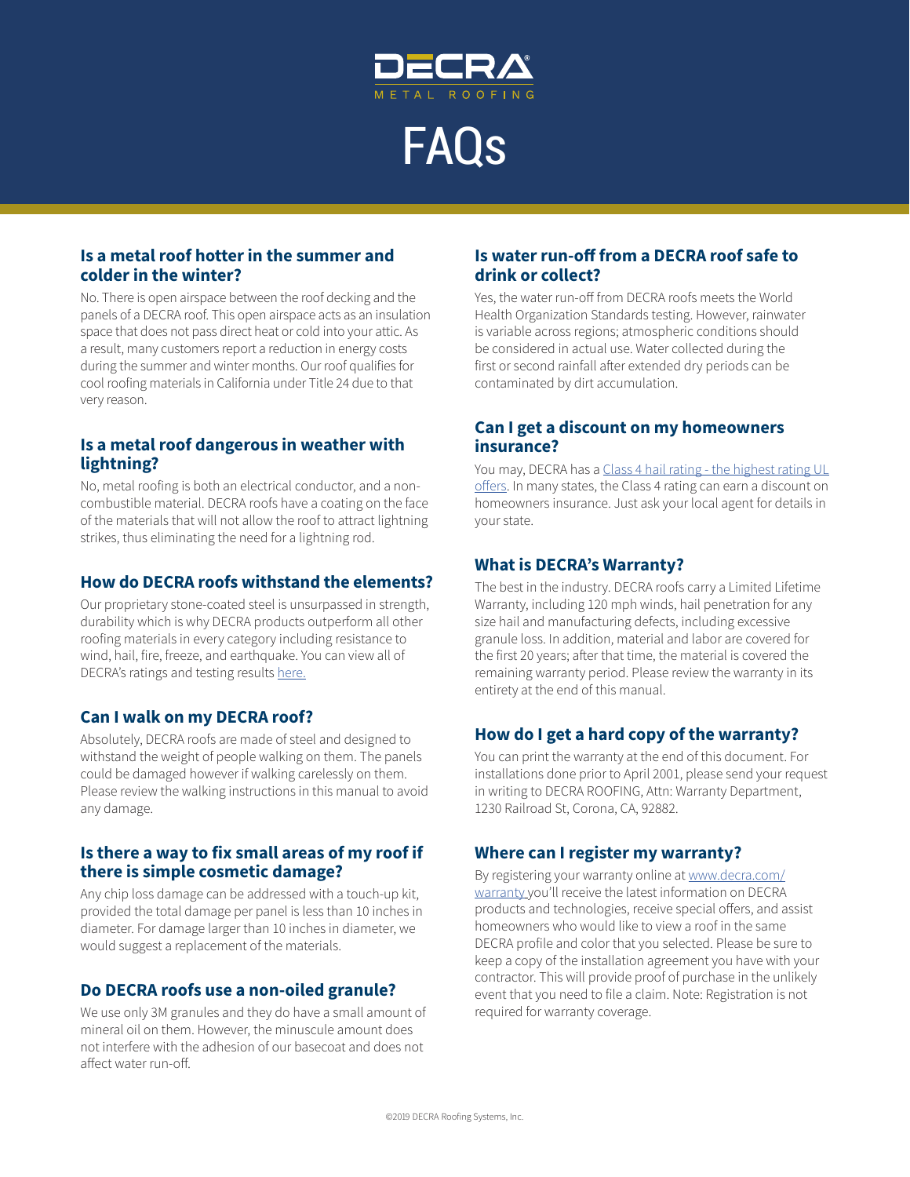# FAQs

### Is a metal roof hotter in the summer and colder in the winter?

No. There is open airspace between the roof decking and the panels of a DECRA roof. This open airspace acts as an insulation space that does not pass direct heat or cold into your attic. As a result, many customers report a reduction in energy costs during the summer and winter months. Our roof qualifies for cool roofing materials in California under Title 24 due to that very reason.

### Is a metal roof dangerous in weather with lightning?

No, metal roofing is both an electrical conductor, and a non-combustible material. DECRA roofs have a coating on the face of the materials that will not allow the roof to attract lightning strikes, thus eliminating the need for a lightning rod.

### How do DECRA roofs withstand the elements?

Our proprietary stone-coated steel is unsurpassed in strength, durability which is why DECRA products outperform all other roofing materials in every category including resistance to wind, hail, fire, freeze, and earthquake. You can view all of DECRA's ratings and testing results here.

### Can I walk on my DECRA roof?

Absolutely, DECRA roofs are made of steel and designed to withstand the weight of people walking on them. The panels could be damaged however if walking carelessly on them. Please review the walking instructions in this manual to avoid any damage.

### Is there a way to fix small areas of my roof if there is simple cosmetic damage?

Any chip loss damage can be addressed with a touch-up kit, provided the total damage per panel is less than 10 inches in diameter. For damage larger than 10 inches in diameter, we would suggest a replacement of the materials.

### Do DECRA roofs use a non-oiled granule?

We use only 3M granules and they do have a small amount of mineral oil on them. However, the minuscule amount does not interfere with the adhesion of our basecoat and does not affect water run-off.

### Is water run-off from a DECRA roof safe to drink or collect?

Yes, the water run-off from DECRA roofs meets the World Health Organization Standards testing. However, rainwater is variable across regions; atmospheric conditions should be considered in actual use. Water collected during the first or second rainfall after extended dry periods can be contaminated by dirt accumulation.

### Can I get a discount on my homeowners insurance?

You may, DECRA has a Class 4 hail rating - the highest rating UL offers. In many states, the Class 4 rating can earn a discount on homeowners insurance. Just ask your local agent for details in your state.

### What is DECRA's Warranty?

The best in the industry. DECRA roofs carry a Limited Lifetime Warranty, including 120 mph winds, hail penetration for any size hail and manufacturing defects, including excessive granule loss. In addition, material and labor are covered for the first 20 years; after that time, the material is covered the remaining warranty period. Please review the warranty in its entirety at the end of this manual.

### How do I get a hard copy of the warranty?

You can print the warranty at the end of this document. For installations done prior to April 2001, please send your request in writing to DECRA ROOFING, Attn: Warranty Department, 1230 Railroad St, Corona, CA, 92882.

### Where can I register my warranty?

By registering your warranty online at www.decra.com/warranty you'll receive the latest information on DECRA products and technologies, receive special offers, and assist homeowners who would like to view a roof in the same DECRA profile and color that you selected. Please be sure to keep a copy of the installation agreement you have with your contractor. This will provide proof of purchase in the unlikely event that you need to file a claim. Note: Registration is not required for warranty coverage.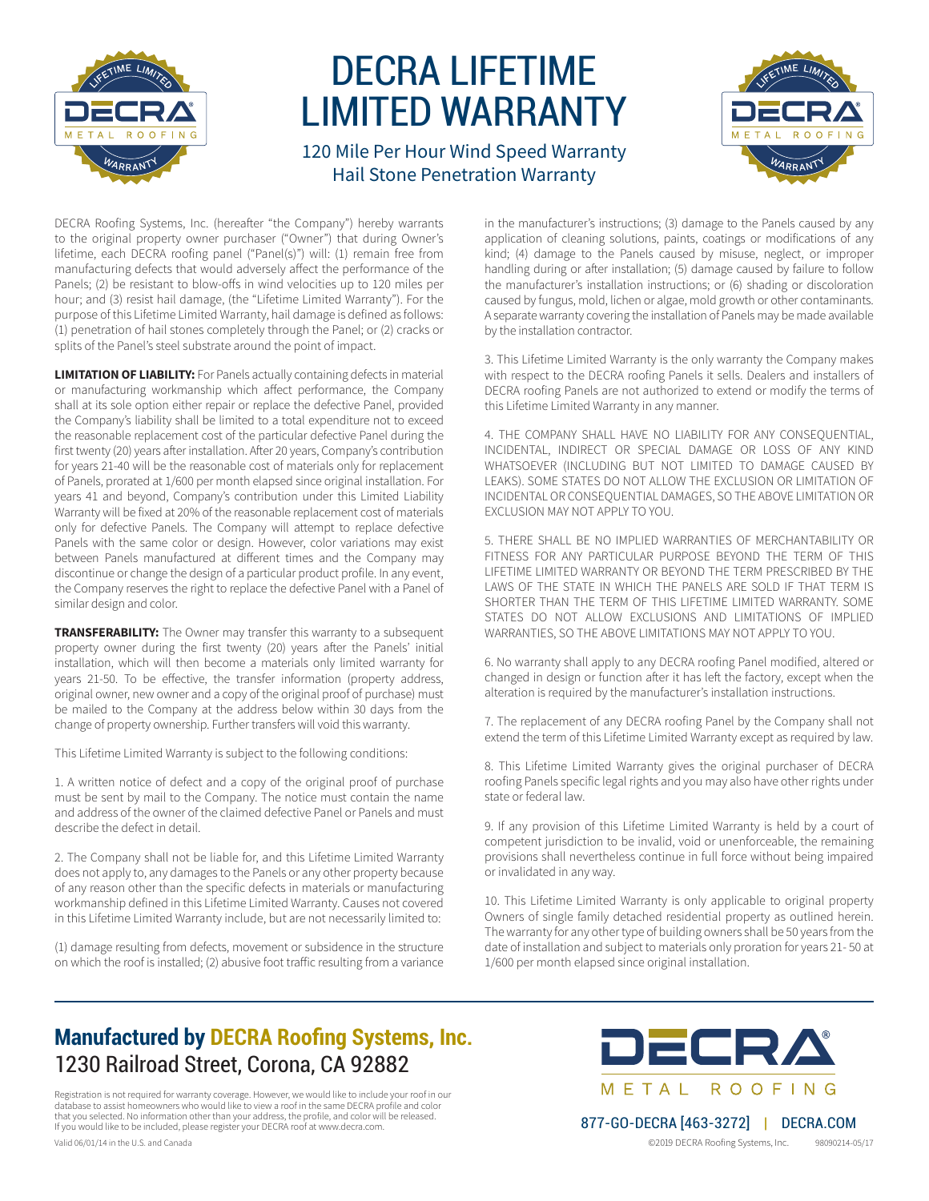# DECRA LIFETIME LIMITED WARRANTY

## 120 Mile Per Hour Wind Speed Warranty
## Hail Stone Penetration Warranty

DECRA Roofing Systems, Inc. (hereafter "the Company") hereby warrants to the original property owner purchaser ("Owner") that during Owner's lifetime, each DECRA roofing panel ("Panel(s)") will: (1) remain free from manufacturing defects that would adversely affect the performance of the Panels; (2) be resistant to blow-offs in wind velocities up to 120 miles per hour; and (3) resist hail damage, (the "Lifetime Limited Warranty"). For the purpose of this Lifetime Limited Warranty, hail damage is defined as follows: (1) penetration of hail stones completely through the Panel; or (2) cracks or splits of the Panel's steel substrate around the point of impact.

**LIMITATION OF LIABILITY:** For Panels actually containing defects in material or manufacturing workmanship which affect performance, the Company shall at its sole option either repair or replace the defective Panel, provided the Company's liability shall be limited to a total expenditure not to exceed the reasonable replacement cost of the particular defective Panel during the first twenty (20) years after installation. After 20 years, Company's contribution for years 21-40 will be the reasonable cost of materials only for replacement of Panels, prorated at 1/600 per month elapsed since original installation. For years 41 and beyond, Company's contribution under this Limited Liability Warranty will be fixed at 20% of the reasonable replacement cost of materials only for defective Panels. The Company will attempt to replace defective Panels with the same color or design. However, color variations may exist between Panels manufactured at different times and the Company may discontinue or change the design of a particular product profile. In any event, the Company reserves the right to replace the defective Panel with a Panel of similar design and color.

**TRANSFERABILITY:** The Owner may transfer this warranty to a subsequent property owner during the first twenty (20) years after the Panels' initial installation, which will then become a materials only limited warranty for years 21-50. To be effective, the transfer information (property address, original owner, new owner and a copy of the original proof of purchase) must be mailed to the Company at the address below within 30 days from the change of property ownership. Further transfers will void this warranty.

This Lifetime Limited Warranty is subject to the following conditions:

1. A written notice of defect and a copy of the original proof of purchase must be sent by mail to the Company. The notice must contain the name and address of the owner of the claimed defective Panel or Panels and must describe the defect in detail.

2. The Company shall not be liable for, and this Lifetime Limited Warranty does not apply to, any damages to the Panels or any other property because of any reason other than the specific defects in materials or manufacturing workmanship defined in this Lifetime Limited Warranty. Causes not covered in this Lifetime Limited Warranty include, but are not necessarily limited to:

(1) damage resulting from defects, movement or subsidence in the structure on which the roof is installed; (2) abusive foot traffic resulting from a variance in the manufacturer's instructions; (3) damage to the Panels caused by any application of cleaning solutions, paints, coatings or modifications of any kind; (4) damage to the Panels caused by misuse, neglect, or improper handling during or after installation; (5) damage caused by failure to follow the manufacturer's installation instructions; or (6) shading or discoloration caused by fungus, mold, lichen or algae, mold growth or other contaminants. A separate warranty covering the installation of Panels may be made available by the installation contractor.

3. This Lifetime Limited Warranty is the only warranty the Company makes with respect to the DECRA roofing Panels it sells. Dealers and installers of DECRA roofing Panels are not authorized to extend or modify the terms of this Lifetime Limited Warranty in any manner.

4. THE COMPANY SHALL HAVE NO LIABILITY FOR ANY CONSEQUENTIAL, INCIDENTAL, INDIRECT OR SPECIAL DAMAGE OR LOSS OF ANY KIND WHATSOEVER (INCLUDING BUT NOT LIMITED TO DAMAGE CAUSED BY LEAKS). SOME STATES DO NOT ALLOW THE EXCLUSION OR LIMITATION OF INCIDENTAL OR CONSEQUENTIAL DAMAGES, SO THE ABOVE LIMITATION OR EXCLUSION MAY NOT APPLY TO YOU.

5. THERE SHALL BE NO IMPLIED WARRANTIES OF MERCHANTABILITY OR FITNESS FOR ANY PARTICULAR PURPOSE BEYOND THE TERM OF THIS LIFETIME LIMITED WARRANTY OR BEYOND THE TERM PRESCRIBED BY THE LAWS OF THE STATE IN WHICH THE PANELS ARE SOLD IF THAT TERM IS SHORTER THAN THE TERM OF THIS LIFETIME LIMITED WARRANTY. SOME STATES DO NOT ALLOW EXCLUSIONS AND LIMITATIONS OF IMPLIED WARRANTIES, SO THE ABOVE LIMITATIONS MAY NOT APPLY TO YOU.

6. No warranty shall apply to any DECRA roofing Panel modified, altered or changed in design or function after it has left the factory, except when the alteration is required by the manufacturer's installation instructions.

7. The replacement of any DECRA roofing Panel by the Company shall not extend the term of this Lifetime Limited Warranty except as required by law.

8. This Lifetime Limited Warranty gives the original purchaser of DECRA roofing Panels specific legal rights and you may also have other rights under state or federal law.

9. If any provision of this Lifetime Limited Warranty is held by a court of competent jurisdiction to be invalid, void or unenforceable, the remaining provisions shall nevertheless continue in full force without being impaired or invalidated in any way.

10. This Lifetime Limited Warranty is only applicable to original property Owners of single family detached residential property as outlined herein. The warranty for any other type of building owners shall be 50 years from the date of installation and subject to materials only proration for years 21- 50 at 1/600 per month elapsed since original installation.

---

**Manufactured by DECRA Roofing Systems, Inc.**
1230 Railroad Street, Corona, CA 92882

Registration is not required for warranty coverage. However, we would like to include your roof in our database to assist homeowners who would like to view a roof in the same DECRA profile and color that you selected. No information other than your address, the profile, and color will be released. If you would like to be included, please register your DECRA roof at www.decra.com.

Valid 06/01/14 in the U.S. and Canada

877-GO-DECRA [463-3272] | DECRA.COM

©2019 DECRA Roofing Systems, Inc. 98090214-05/17